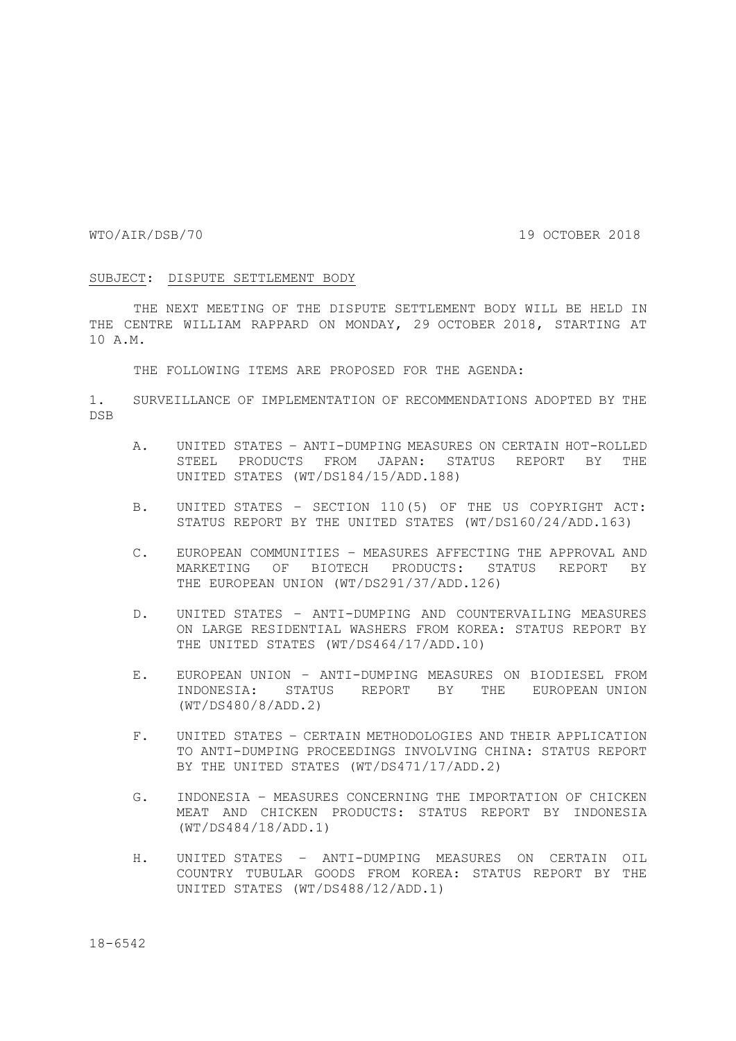WTO/AIR/DSB/70 19 OCTOBER 2018

SUBJECT: DISPUTE SETTLEMENT BODY

THE NEXT MEETING OF THE DISPUTE SETTLEMENT BODY WILL BE HELD IN THE CENTRE WILLIAM RAPPARD ON MONDAY, 29 OCTOBER 2018, STARTING AT 10 A.M.

THE FOLLOWING ITEMS ARE PROPOSED FOR THE AGENDA:

1. SURVEILLANCE OF IMPLEMENTATION OF RECOMMENDATIONS ADOPTED BY THE DSB

   A. UNITED STATES – ANTI-DUMPING MEASURES ON CERTAIN HOT-ROLLED STEEL PRODUCTS FROM JAPAN: STATUS REPORT BY THE UNITED STATES (WT/DS184/15/ADD.188)

   B. UNITED STATES – SECTION 110(5) OF THE US COPYRIGHT ACT: STATUS REPORT BY THE UNITED STATES (WT/DS160/24/ADD.163)

   C. EUROPEAN COMMUNITIES – MEASURES AFFECTING THE APPROVAL AND MARKETING OF BIOTECH PRODUCTS: STATUS REPORT BY THE EUROPEAN UNION (WT/DS291/37/ADD.126)

   D. UNITED STATES – ANTI-DUMPING AND COUNTERVAILING MEASURES ON LARGE RESIDENTIAL WASHERS FROM KOREA: STATUS REPORT BY THE UNITED STATES (WT/DS464/17/ADD.10)

   E. EUROPEAN UNION – ANTI-DUMPING MEASURES ON BIODIESEL FROM INDONESIA: STATUS REPORT BY THE EUROPEAN UNION (WT/DS480/8/ADD.2)

   F. UNITED STATES – CERTAIN METHODOLOGIES AND THEIR APPLICATION TO ANTI-DUMPING PROCEEDINGS INVOLVING CHINA: STATUS REPORT BY THE UNITED STATES (WT/DS471/17/ADD.2)

   G. INDONESIA – MEASURES CONCERNING THE IMPORTATION OF CHICKEN MEAT AND CHICKEN PRODUCTS: STATUS REPORT BY INDONESIA (WT/DS484/18/ADD.1)

   H. UNITED STATES – ANTI-DUMPING MEASURES ON CERTAIN OIL COUNTRY TUBULAR GOODS FROM KOREA: STATUS REPORT BY THE UNITED STATES (WT/DS488/12/ADD.1)

18-6542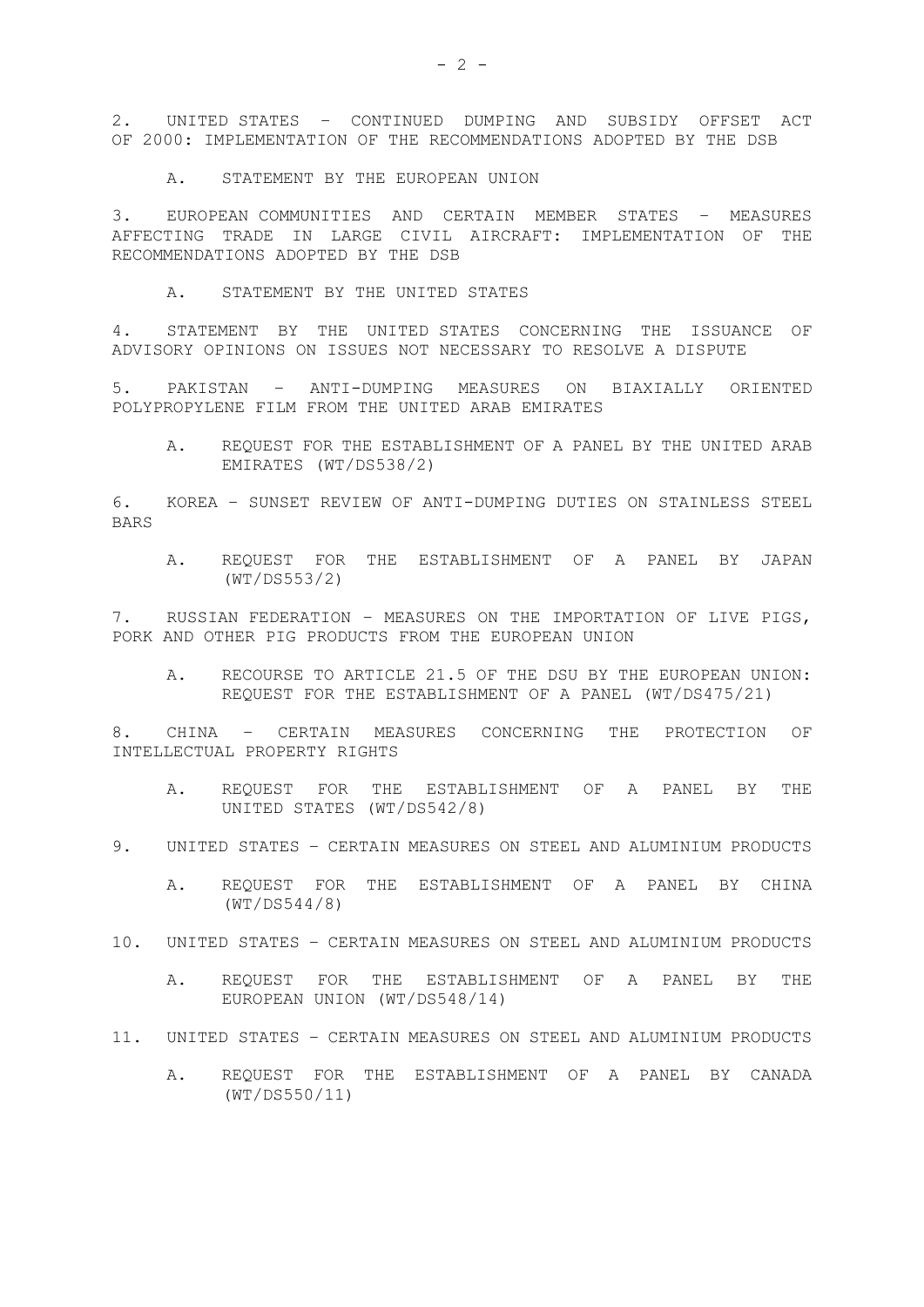2. UNITED STATES – CONTINUED DUMPING AND SUBSIDY OFFSET ACT OF 2000: IMPLEMENTATION OF THE RECOMMENDATIONS ADOPTED BY THE DSB

A. STATEMENT BY THE EUROPEAN UNION

3. EUROPEAN COMMUNITIES AND CERTAIN MEMBER STATES – MEASURES AFFECTING TRADE IN LARGE CIVIL AIRCRAFT: IMPLEMENTATION OF THE RECOMMENDATIONS ADOPTED BY THE DSB

A. STATEMENT BY THE UNITED STATES

4. STATEMENT BY THE UNITED STATES CONCERNING THE ISSUANCE OF ADVISORY OPINIONS ON ISSUES NOT NECESSARY TO RESOLVE A DISPUTE

5. PAKISTAN – ANTI-DUMPING MEASURES ON BIAXIALLY ORIENTED POLYPROPYLENE FILM FROM THE UNITED ARAB EMIRATES

A. REQUEST FOR THE ESTABLISHMENT OF A PANEL BY THE UNITED ARAB EMIRATES (WT/DS538/2)

6. KOREA – SUNSET REVIEW OF ANTI-DUMPING DUTIES ON STAINLESS STEEL BARS

A. REQUEST FOR THE ESTABLISHMENT OF A PANEL BY JAPAN (WT/DS553/2)

7. RUSSIAN FEDERATION – MEASURES ON THE IMPORTATION OF LIVE PIGS, PORK AND OTHER PIG PRODUCTS FROM THE EUROPEAN UNION

A. RECOURSE TO ARTICLE 21.5 OF THE DSU BY THE EUROPEAN UNION: REQUEST FOR THE ESTABLISHMENT OF A PANEL (WT/DS475/21)

8. CHINA – CERTAIN MEASURES CONCERNING THE PROTECTION OF INTELLECTUAL PROPERTY RIGHTS

A. REQUEST FOR THE ESTABLISHMENT OF A PANEL BY THE UNITED STATES (WT/DS542/8)

9. UNITED STATES – CERTAIN MEASURES ON STEEL AND ALUMINIUM PRODUCTS

A. REQUEST FOR THE ESTABLISHMENT OF A PANEL BY CHINA (WT/DS544/8)

10. UNITED STATES – CERTAIN MEASURES ON STEEL AND ALUMINIUM PRODUCTS

A. REQUEST FOR THE ESTABLISHMENT OF A PANEL BY THE EUROPEAN UNION (WT/DS548/14)

11. UNITED STATES – CERTAIN MEASURES ON STEEL AND ALUMINIUM PRODUCTS

A. REQUEST FOR THE ESTABLISHMENT OF A PANEL BY CANADA (WT/DS550/11)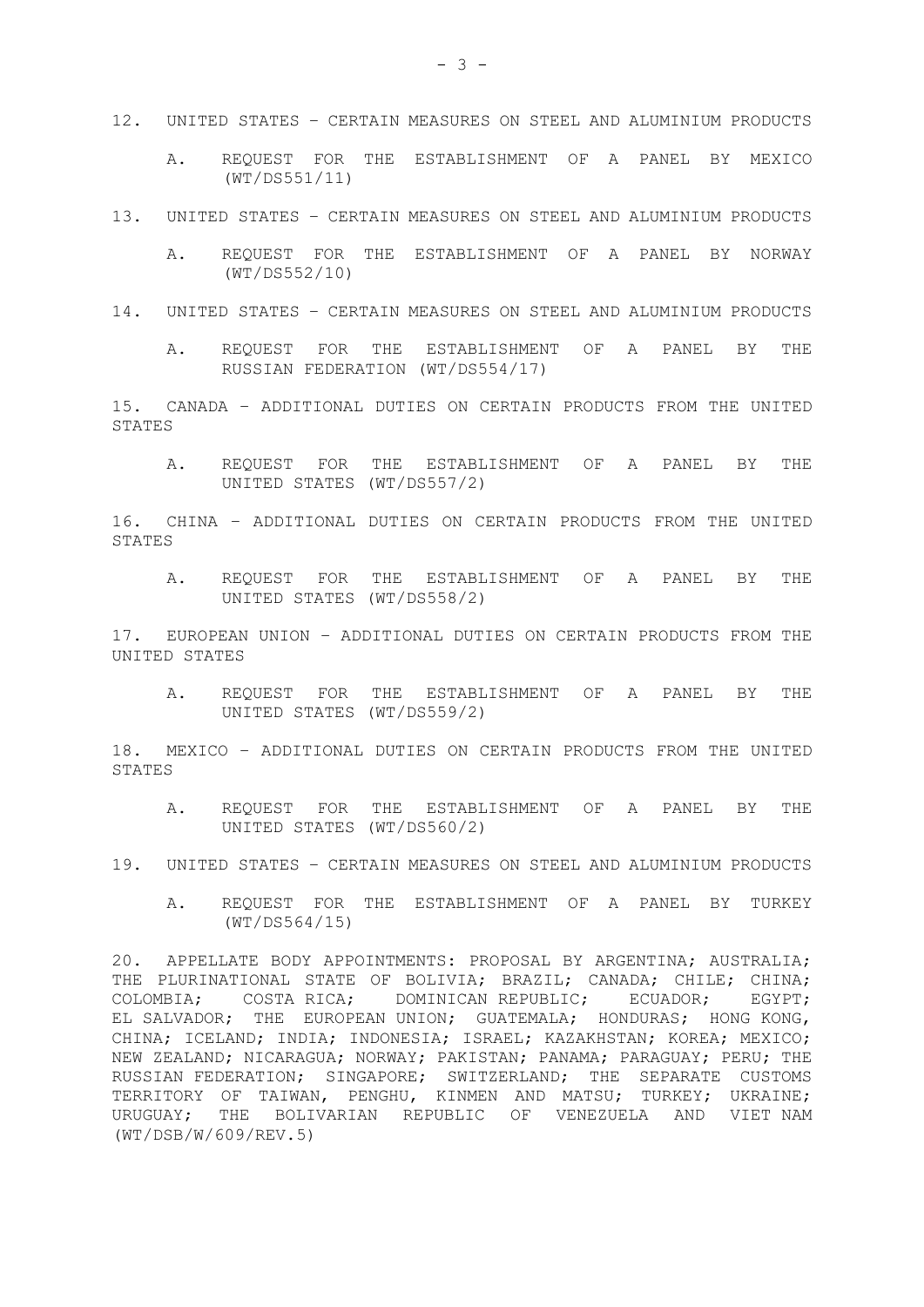12. UNITED STATES – CERTAIN MEASURES ON STEEL AND ALUMINIUM PRODUCTS

    A. REQUEST FOR THE ESTABLISHMENT OF A PANEL BY MEXICO (WT/DS551/11)

13. UNITED STATES – CERTAIN MEASURES ON STEEL AND ALUMINIUM PRODUCTS

    A. REQUEST FOR THE ESTABLISHMENT OF A PANEL BY NORWAY (WT/DS552/10)

14. UNITED STATES – CERTAIN MEASURES ON STEEL AND ALUMINIUM PRODUCTS

    A. REQUEST FOR THE ESTABLISHMENT OF A PANEL BY THE RUSSIAN FEDERATION (WT/DS554/17)

15. CANADA – ADDITIONAL DUTIES ON CERTAIN PRODUCTS FROM THE UNITED STATES

    A. REQUEST FOR THE ESTABLISHMENT OF A PANEL BY THE UNITED STATES (WT/DS557/2)

16. CHINA – ADDITIONAL DUTIES ON CERTAIN PRODUCTS FROM THE UNITED STATES

    A. REQUEST FOR THE ESTABLISHMENT OF A PANEL BY THE UNITED STATES (WT/DS558/2)

17. EUROPEAN UNION – ADDITIONAL DUTIES ON CERTAIN PRODUCTS FROM THE UNITED STATES

    A. REQUEST FOR THE ESTABLISHMENT OF A PANEL BY THE UNITED STATES (WT/DS559/2)

18. MEXICO – ADDITIONAL DUTIES ON CERTAIN PRODUCTS FROM THE UNITED STATES

    A. REQUEST FOR THE ESTABLISHMENT OF A PANEL BY THE UNITED STATES (WT/DS560/2)

19. UNITED STATES – CERTAIN MEASURES ON STEEL AND ALUMINIUM PRODUCTS

    A. REQUEST FOR THE ESTABLISHMENT OF A PANEL BY TURKEY (WT/DS564/15)

20. APPELLATE BODY APPOINTMENTS: PROPOSAL BY ARGENTINA; AUSTRALIA; THE PLURINATIONAL STATE OF BOLIVIA; BRAZIL; CANADA; CHILE; CHINA; COLOMBIA; COSTA RICA; DOMINICAN REPUBLIC; ECUADOR; EGYPT; EL SALVADOR; THE EUROPEAN UNION; GUATEMALA; HONDURAS; HONG KONG, CHINA; ICELAND; INDIA; INDONESIA; ISRAEL; KAZAKHSTAN; KOREA; MEXICO; NEW ZEALAND; NICARAGUA; NORWAY; PAKISTAN; PANAMA; PARAGUAY; PERU; THE RUSSIAN FEDERATION; SINGAPORE; SWITZERLAND; THE SEPARATE CUSTOMS TERRITORY OF TAIWAN, PENGHU, KINMEN AND MATSU; TURKEY; UKRAINE; URUGUAY; THE BOLIVARIAN REPUBLIC OF VENEZUELA AND VIET NAM (WT/DSB/W/609/REV.5)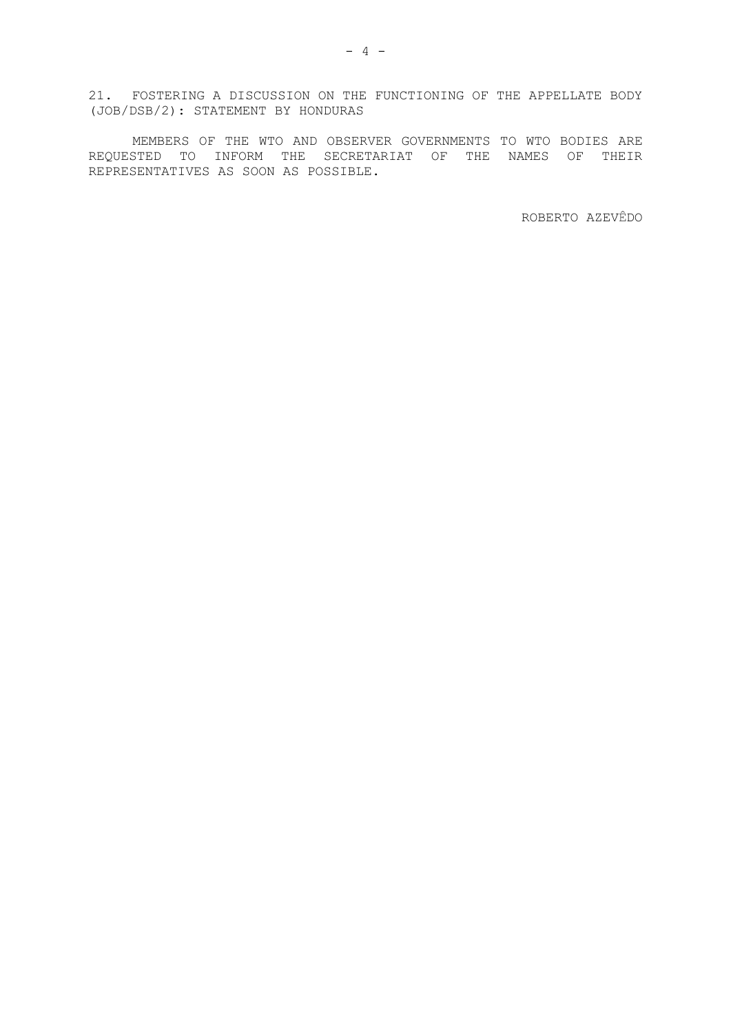21. FOSTERING A DISCUSSION ON THE FUNCTIONING OF THE APPELLATE BODY (JOB/DSB/2): STATEMENT BY HONDURAS

MEMBERS OF THE WTO AND OBSERVER GOVERNMENTS TO WTO BODIES ARE REQUESTED TO INFORM THE SECRETARIAT OF THE NAMES OF THEIR REPRESENTATIVES AS SOON AS POSSIBLE.

ROBERTO AZEVÊDO